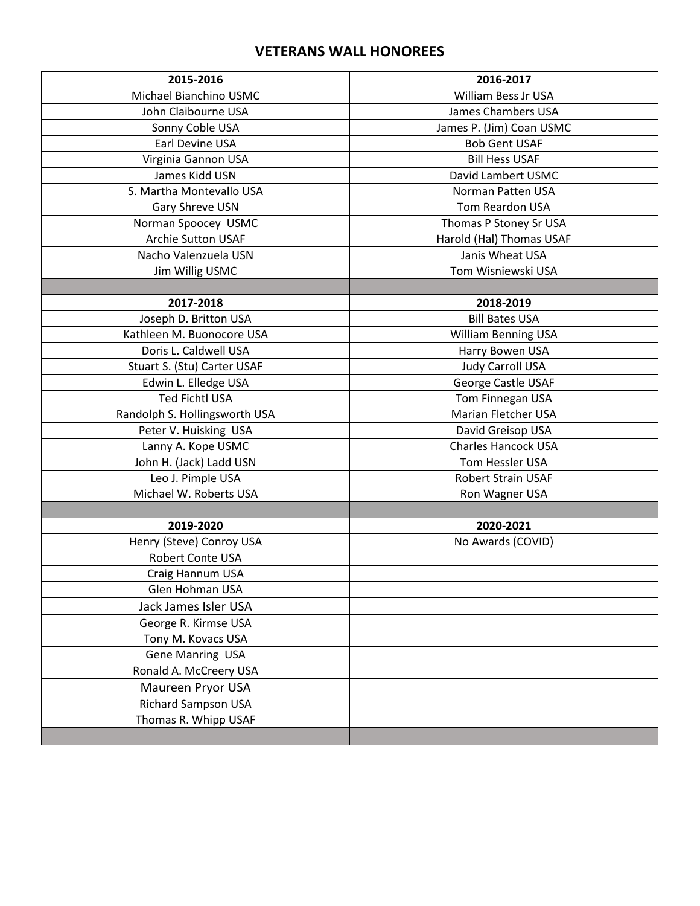## VETERANS WALL HONOREES

| 2015-2016 | 2016-2017 |
|---|---|
| Michael Bianchino USMC | William Bess Jr USA |
| John Claibourne USA | James Chambers USA |
| Sonny Coble USA | James P. (Jim) Coan USMC |
| Earl Devine USA | Bob Gent USAF |
| Virginia Gannon USA | Bill Hess USAF |
| James Kidd USN | David Lambert USMC |
| S. Martha Montevallo USA | Norman Patten USA |
| Gary Shreve USN | Tom Reardon USA |
| Norman Spoocey USMC | Thomas P Stoney Sr USA |
| Archie Sutton USAF | Harold (Hal) Thomas USAF |
| Nacho Valenzuela USN | Janis Wheat USA |
| Jim Willig USMC | Tom Wisniewski USA |
| | |
| **2017-2018** | **2018-2019** |
| Joseph D. Britton USA | Bill Bates USA |
| Kathleen M. Buonocore USA | William Benning USA |
| Doris L. Caldwell USA | Harry Bowen USA |
| Stuart S. (Stu) Carter USAF | Judy Carroll USA |
| Edwin L. Elledge USA | George Castle USAF |
| Ted Fichtl USA | Tom Finnegan USA |
| Randolph S. Hollingsworth USA | Marian Fletcher USA |
| Peter V. Huisking USA | David Greisop USA |
| Lanny A. Kope USMC | Charles Hancock USA |
| John H. (Jack) Ladd USN | Tom Hessler USA |
| Leo J. Pimple USA | Robert Strain USAF |
| Michael W. Roberts USA | Ron Wagner USA |
| | |
| **2019-2020** | **2020-2021** |
| Henry (Steve) Conroy USA | No Awards (COVID) |
| Robert Conte USA | |
| Craig Hannum USA | |
| Glen Hohman USA | |
| Jack James Isler USA | |
| George R. Kirmse USA | |
| Tony M. Kovacs USA | |
| Gene Manring USA | |
| Ronald A. McCreery USA | |
| Maureen Pryor USA | |
| Richard Sampson USA | |
| Thomas R. Whipp USAF | |
| | |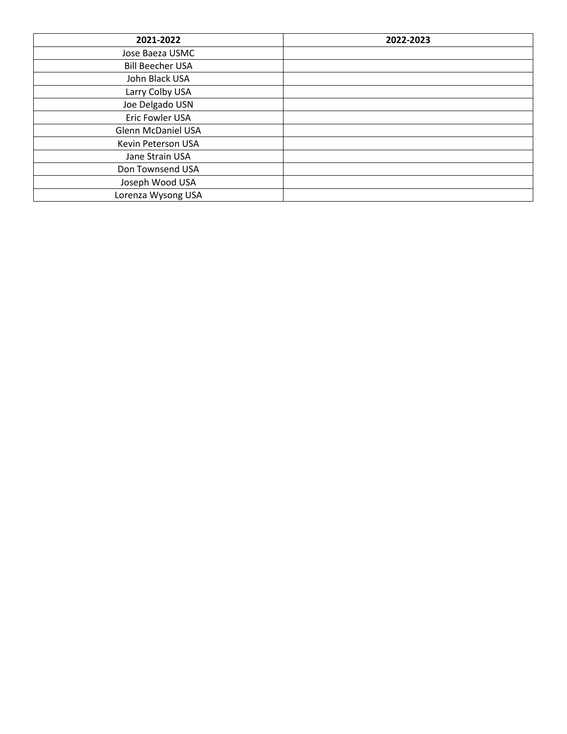| 2021-2022 | 2022-2023 |
|---|---|
| Jose Baeza USMC | |
| Bill Beecher USA | |
| John Black USA | |
| Larry Colby USA | |
| Joe Delgado USN | |
| Eric Fowler USA | |
| Glenn McDaniel USA | |
| Kevin Peterson USA | |
| Jane Strain USA | |
| Don Townsend USA | |
| Joseph Wood USA | |
| Lorenza Wysong USA | |